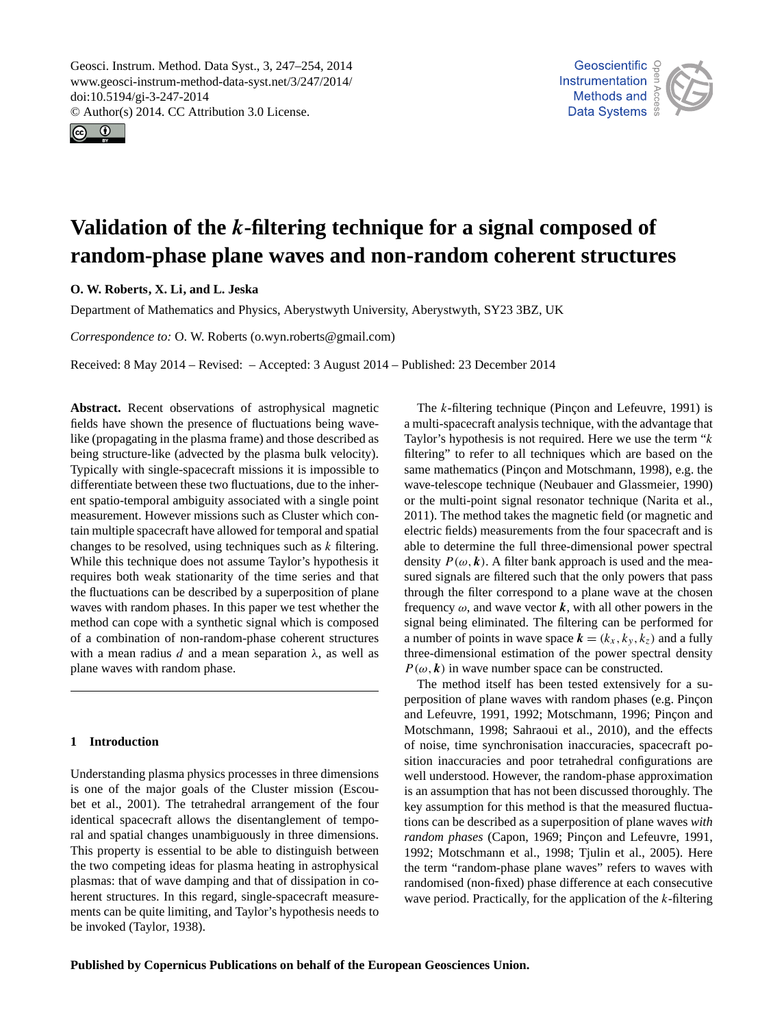# Validation of the $k$-filtering technique for a signal composed of random-phase plane waves and non-random coherent structures

**O. W. Roberts, X. Li, and L. Jeska**

Department of Mathematics and Physics, Aberystwyth University, Aberystwyth, SY23 3BZ, UK

*Correspondence to:* O. W. Roberts (o.wyn.roberts@gmail.com)

Received: 8 May 2014 – Revised: – Accepted: 3 August 2014 – Published: 23 December 2014

**Abstract.** Recent observations of astrophysical magnetic fields have shown the presence of fluctuations being wave-like (propagating in the plasma frame) and those described as being structure-like (advected by the plasma bulk velocity). Typically with single-spacecraft missions it is impossible to differentiate between these two fluctuations, due to the inherent spatio-temporal ambiguity associated with a single point measurement. However missions such as Cluster which contain multiple spacecraft have allowed for temporal and spatial changes to be resolved, using techniques such as $k$ filtering. While this technique does not assume Taylor's hypothesis it requires both weak stationarity of the time series and that the fluctuations can be described by a superposition of plane waves with random phases. In this paper we test whether the method can cope with a synthetic signal which is composed of a combination of non-random-phase coherent structures with a mean radius $d$ and a mean separation $\lambda$, as well as plane waves with random phase.

## 1 Introduction

Understanding plasma physics processes in three dimensions is one of the major goals of the Cluster mission (Escoubet et al., 2001). The tetrahedral arrangement of the four identical spacecraft allows the disentanglement of temporal and spatial changes unambiguously in three dimensions. This property is essential to be able to distinguish between the two competing ideas for plasma heating in astrophysical plasmas: that of wave damping and that of dissipation in coherent structures. In this regard, single-spacecraft measurements can be quite limiting, and Taylor's hypothesis needs to be invoked (Taylor, 1938).

The $k$-filtering technique (Pinçon and Lefeuvre, 1991) is a multi-spacecraft analysis technique, with the advantage that Taylor's hypothesis is not required. Here we use the term "$k$ filtering" to refer to all techniques which are based on the same mathematics (Pinçon and Motschmann, 1998), e.g. the wave-telescope technique (Neubauer and Glassmeier, 1990) or the multi-point signal resonator technique (Narita et al., 2011). The method takes the magnetic field (or magnetic and electric fields) measurements from the four spacecraft and is able to determine the full three-dimensional power spectral density $P(\omega, \boldsymbol{k})$. A filter bank approach is used and the measured signals are filtered such that the only powers that pass through the filter correspond to a plane wave at the chosen frequency $\omega$, and wave vector $\boldsymbol{k}$, with all other powers in the signal being eliminated. The filtering can be performed for a number of points in wave space $\boldsymbol{k} = (k_x, k_y, k_z)$ and a fully three-dimensional estimation of the power spectral density $P(\omega, \boldsymbol{k})$ in wave number space can be constructed.

The method itself has been tested extensively for a superposition of plane waves with random phases (e.g. Pinçon and Lefeuvre, 1991, 1992; Motschmann, 1996; Pinçon and Motschmann, 1998; Sahraoui et al., 2010), and the effects of noise, time synchronisation inaccuracies, spacecraft position inaccuracies and poor tetrahedral configurations are well understood. However, the random-phase approximation is an assumption that has not been discussed thoroughly. The key assumption for this method is that the measured fluctuations can be described as a superposition of plane waves *with random phases* (Capon, 1969; Pinçon and Lefeuvre, 1991, 1992; Motschmann et al., 1998; Tjulin et al., 2005). Here the term "random-phase plane waves" refers to waves with randomised (non-fixed) phase difference at each consecutive wave period. Practically, for the application of the $k$-filtering

**Published by Copernicus Publications on behalf of the European Geosciences Union.**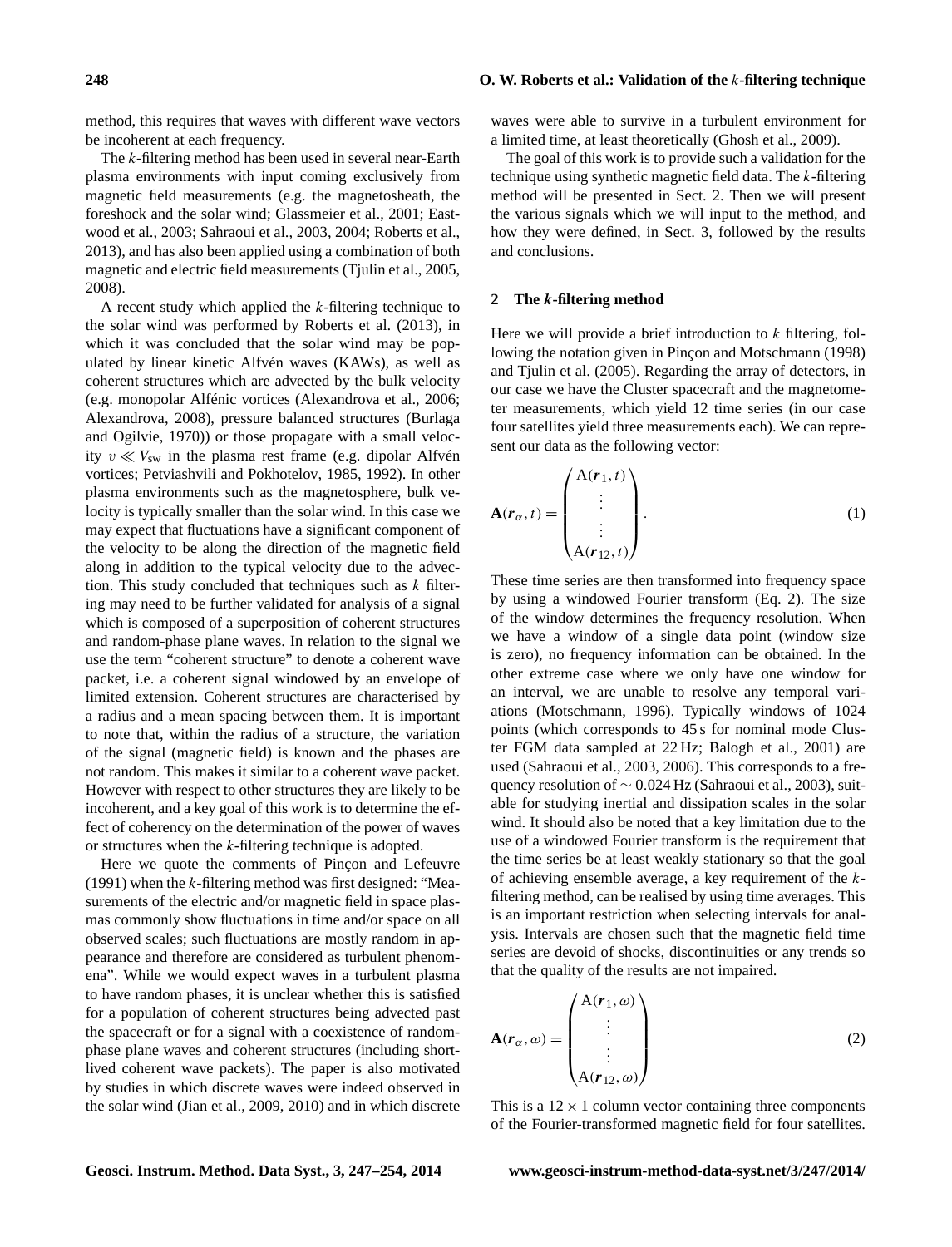method, this requires that waves with different wave vectors be incoherent at each frequency.

The $k$-filtering method has been used in several near-Earth plasma environments with input coming exclusively from magnetic field measurements (e.g. the magnetosheath, the foreshock and the solar wind; Glassmeier et al., 2001; Eastwood et al., 2003; Sahraoui et al., 2003, 2004; Roberts et al., 2013), and has also been applied using a combination of both magnetic and electric field measurements (Tjulin et al., 2005, 2008).

A recent study which applied the $k$-filtering technique to the solar wind was performed by Roberts et al. (2013), in which it was concluded that the solar wind may be populated by linear kinetic Alfvén waves (KAWs), as well as coherent structures which are advected by the bulk velocity (e.g. monopolar Alfénic vortices (Alexandrova et al., 2006; Alexandrova, 2008), pressure balanced structures (Burlaga and Ogilvie, 1970)) or those propagate with a small velocity $v \ll V_{\rm sw}$ in the plasma rest frame (e.g. dipolar Alfvén vortices; Petviashvili and Pokhotelov, 1985, 1992). In other plasma environments such as the magnetosphere, bulk velocity is typically smaller than the solar wind. In this case we may expect that fluctuations have a significant component of the velocity to be along the direction of the magnetic field along in addition to the typical velocity due to the advection. This study concluded that techniques such as $k$ filtering may need to be further validated for analysis of a signal which is composed of a superposition of coherent structures and random-phase plane waves. In relation to the signal we use the term "coherent structure" to denote a coherent wave packet, i.e. a coherent signal windowed by an envelope of limited extension. Coherent structures are characterised by a radius and a mean spacing between them. It is important to note that, within the radius of a structure, the variation of the signal (magnetic field) is known and the phases are not random. This makes it similar to a coherent wave packet. However with respect to other structures they are likely to be incoherent, and a key goal of this work is to determine the effect of coherency on the determination of the power of waves or structures when the $k$-filtering technique is adopted.

Here we quote the comments of Pinçon and Lefeuvre (1991) when the $k$-filtering method was first designed: "Measurements of the electric and/or magnetic field in space plasmas commonly show fluctuations in time and/or space on all observed scales; such fluctuations are mostly random in appearance and therefore are considered as turbulent phenomena". While we would expect waves in a turbulent plasma to have random phases, it is unclear whether this is satisfied for a population of coherent structures being advected past the spacecraft or for a signal with a coexistence of random-phase plane waves and coherent structures (including short-lived coherent wave packets). The paper is also motivated by studies in which discrete waves were indeed observed in the solar wind (Jian et al., 2009, 2010) and in which discrete waves were able to survive in a turbulent environment for a limited time, at least theoretically (Ghosh et al., 2009).

The goal of this work is to provide such a validation for the technique using synthetic magnetic field data. The $k$-filtering method will be presented in Sect. 2. Then we will present the various signals which we will input to the method, and how they were defined, in Sect. 3, followed by the results and conclusions.

## 2 The *k*-filtering method

Here we will provide a brief introduction to $k$ filtering, following the notation given in Pinçon and Motschmann (1998) and Tjulin et al. (2005). Regarding the array of detectors, in our case we have the Cluster spacecraft and the magnetometer measurements, which yield 12 time series (in our case four satellites yield three measurements each). We can represent our data as the following vector:

$$\mathbf{A}(\boldsymbol{r}_\alpha, t) = \begin{pmatrix} \mathrm{A}(\boldsymbol{r}_1, t) \\ \vdots \\ \vdots \\ \mathrm{A}(\boldsymbol{r}_{12}, t) \end{pmatrix}. \tag{1}$$

These time series are then transformed into frequency space by using a windowed Fourier transform (Eq. 2). The size of the window determines the frequency resolution. When we have a window of a single data point (window size is zero), no frequency information can be obtained. In the other extreme case where we only have one window for an interval, we are unable to resolve any temporal variations (Motschmann, 1996). Typically windows of 1024 points (which corresponds to 45 s for nominal mode Cluster FGM data sampled at 22 Hz; Balogh et al., 2001) are used (Sahraoui et al., 2003, 2006). This corresponds to a frequency resolution of $\sim 0.024$ Hz (Sahraoui et al., 2003), suitable for studying inertial and dissipation scales in the solar wind. It should also be noted that a key limitation due to the use of a windowed Fourier transform is the requirement that the time series be at least weakly stationary so that the goal of achieving ensemble average, a key requirement of the $k$-filtering method, can be realised by using time averages. This is an important restriction when selecting intervals for analysis. Intervals are chosen such that the magnetic field time series are devoid of shocks, discontinuities or any trends so that the quality of the results are not impaired.

$$\mathbf{A}(\boldsymbol{r}_\alpha, \omega) = \begin{pmatrix} \mathrm{A}(\boldsymbol{r}_1, \omega) \\ \vdots \\ \vdots \\ \mathrm{A}(\boldsymbol{r}_{12}, \omega) \end{pmatrix} \tag{2}$$

This is a $12 \times 1$ column vector containing three components of the Fourier-transformed magnetic field for four satellites.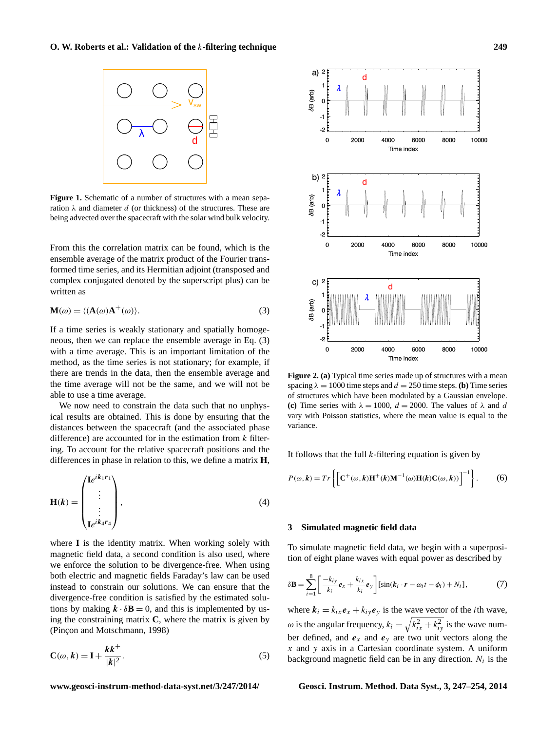**Figure 1.** Schematic of a number of structures with a mean separation $\lambda$ and diameter $d$ (or thickness) of the structures. These are being advected over the spacecraft with the solar wind bulk velocity.

From this the correlation matrix can be found, which is the ensemble average of the matrix product of the Fourier transformed time series, and its Hermitian adjoint (transposed and complex conjugated denoted by the superscript plus) can be written as

$$\mathbf{M}(\omega) = \langle(\mathbf{A}(\omega)\mathbf{A}^{+}(\omega)\rangle. \tag{3}$$

If a time series is weakly stationary and spatially homogeneous, then we can replace the ensemble average in Eq. (3) with a time average. This is an important limitation of the method, as the time series is not stationary; for example, if there are trends in the data, then the ensemble average and the time average will not be the same, and we will not be able to use a time average.

We now need to constrain the data such that no unphysical results are obtained. This is done by ensuring that the distances between the spacecraft (and the associated phase difference) are accounted for in the estimation from $k$ filtering. To account for the relative spacecraft positions and the differences in phase in relation to this, we define a matrix $\mathbf{H}$,

$$\mathbf{H}(\boldsymbol{k}) = \begin{pmatrix} \mathbf{I}e^{i\boldsymbol{k}_1\boldsymbol{r}_1} \\ \vdots \\ \vdots \\ \mathbf{I}e^{i\boldsymbol{k}_4\boldsymbol{r}_4} \end{pmatrix}, \tag{4}$$

where $\mathbf{I}$ is the identity matrix. When working solely with magnetic field data, a second condition is also used, where we enforce the solution to be divergence-free. When using both electric and magnetic fields Faraday's law can be used instead to constrain our solutions. We can ensure that the divergence-free condition is satisfied by the estimated solutions by making $\boldsymbol{k}\cdot\delta\mathbf{B} = 0$, and this is implemented by using the constraining matrix $\mathbf{C}$, where the matrix is given by (Pinçon and Motschmann, 1998)

$$\mathbf{C}(\omega,\boldsymbol{k}) = \mathbf{I} + \frac{\boldsymbol{k}\boldsymbol{k}^{+}}{|\boldsymbol{k}|^2}. \tag{5}$$

**Figure 2. (a)** Typical time series made up of structures with a mean spacing $\lambda = 1000$ time steps and $d = 250$ time steps. **(b)** Time series of structures which have been modulated by a Gaussian envelope. **(c)** Time series with $\lambda = 1000$, $d = 2000$. The values of $\lambda$ and $d$ vary with Poisson statistics, where the mean value is equal to the variance.

It follows that the full $k$-filtering equation is given by

$$P(\omega,\boldsymbol{k}) = Tr\left\{\left[\mathbf{C}^{+}(\omega,\boldsymbol{k})\mathbf{H}^{+}(\boldsymbol{k})\mathbf{M}^{-1}(\omega)\mathbf{H}(\boldsymbol{k})\mathbf{C}(\omega,\boldsymbol{k})\right]^{-1}\right\}. \tag{6}$$

## 3 Simulated magnetic field data

To simulate magnetic field data, we begin with a superposition of eight plane waves with equal power as described by

$$\delta\mathbf{B} = \sum_{i=1}^{8}\left[\frac{-k_{iy}}{k_i}\boldsymbol{e}_x + \frac{k_{ix}}{k_i}\boldsymbol{e}_y\right]\left[\sin(\boldsymbol{k}_i\cdot\boldsymbol{r} - \omega_i t - \phi_i) + N_i\right], \tag{7}$$

where $\boldsymbol{k}_i = k_{ix}\boldsymbol{e}_x + k_{iy}\boldsymbol{e}_y$ is the wave vector of the $i$th wave, $\omega$ is the angular frequency, $k_i = \sqrt{k_{ix}^2 + k_{iy}^2}$ is the wave number defined, and $\boldsymbol{e}_x$ and $\boldsymbol{e}_y$ are two unit vectors along the $x$ and $y$ axis in a Cartesian coordinate system. A uniform background magnetic field can be in any direction. $N_i$ is the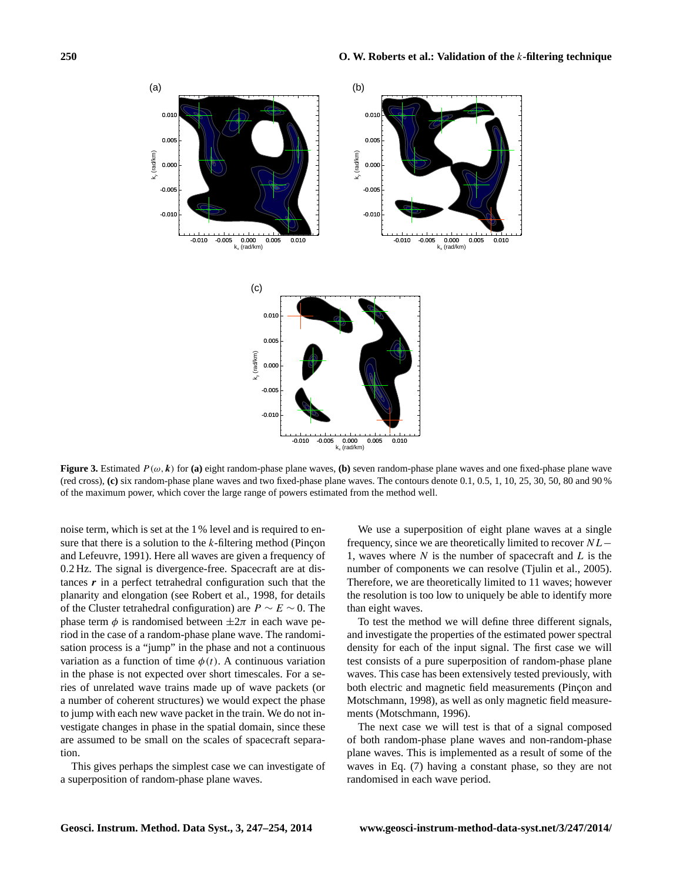**Figure 3.** Estimated $P(\omega, \boldsymbol{k})$ for **(a)** eight random-phase plane waves, **(b)** seven random-phase plane waves and one fixed-phase plane wave (red cross), **(c)** six random-phase plane waves and two fixed-phase plane waves. The contours denote 0.1, 0.5, 1, 10, 25, 30, 50, 80 and 90 % of the maximum power, which cover the large range of powers estimated from the method well.

noise term, which is set at the 1 % level and is required to ensure that there is a solution to the $k$-filtering method (Pinçon and Lefeuvre, 1991). Here all waves are given a frequency of 0.2 Hz. The signal is divergence-free. Spacecraft are at distances $\boldsymbol{r}$ in a perfect tetrahedral configuration such that the planarity and elongation (see Robert et al., 1998, for details of the Cluster tetrahedral configuration) are $P \sim E \sim 0$. The phase term $\phi$ is randomised between $\pm 2\pi$ in each wave period in the case of a random-phase plane wave. The randomisation process is a "jump" in the phase and not a continuous variation as a function of time $\phi(t)$. A continuous variation in the phase is not expected over short timescales. For a series of unrelated wave trains made up of wave packets (or a number of coherent structures) we would expect the phase to jump with each new wave packet in the train. We do not investigate changes in phase in the spatial domain, since these are assumed to be small on the scales of spacecraft separation.

This gives perhaps the simplest case we can investigate of a superposition of random-phase plane waves.

We use a superposition of eight plane waves at a single frequency, since we are theoretically limited to recover $NL - 1$, waves where $N$ is the number of spacecraft and $L$ is the number of components we can resolve (Tjulin et al., 2005). Therefore, we are theoretically limited to 11 waves; however the resolution is too low to uniquely be able to identify more than eight waves.

To test the method we will define three different signals, and investigate the properties of the estimated power spectral density for each of the input signal. The first case we will test consists of a pure superposition of random-phase plane waves. This case has been extensively tested previously, with both electric and magnetic field measurements (Pinçon and Motschmann, 1998), as well as only magnetic field measurements (Motschmann, 1996).

The next case we will test is that of a signal composed of both random-phase plane waves and non-random-phase plane waves. This is implemented as a result of some of the waves in Eq. (7) having a constant phase, so they are not randomised in each wave period.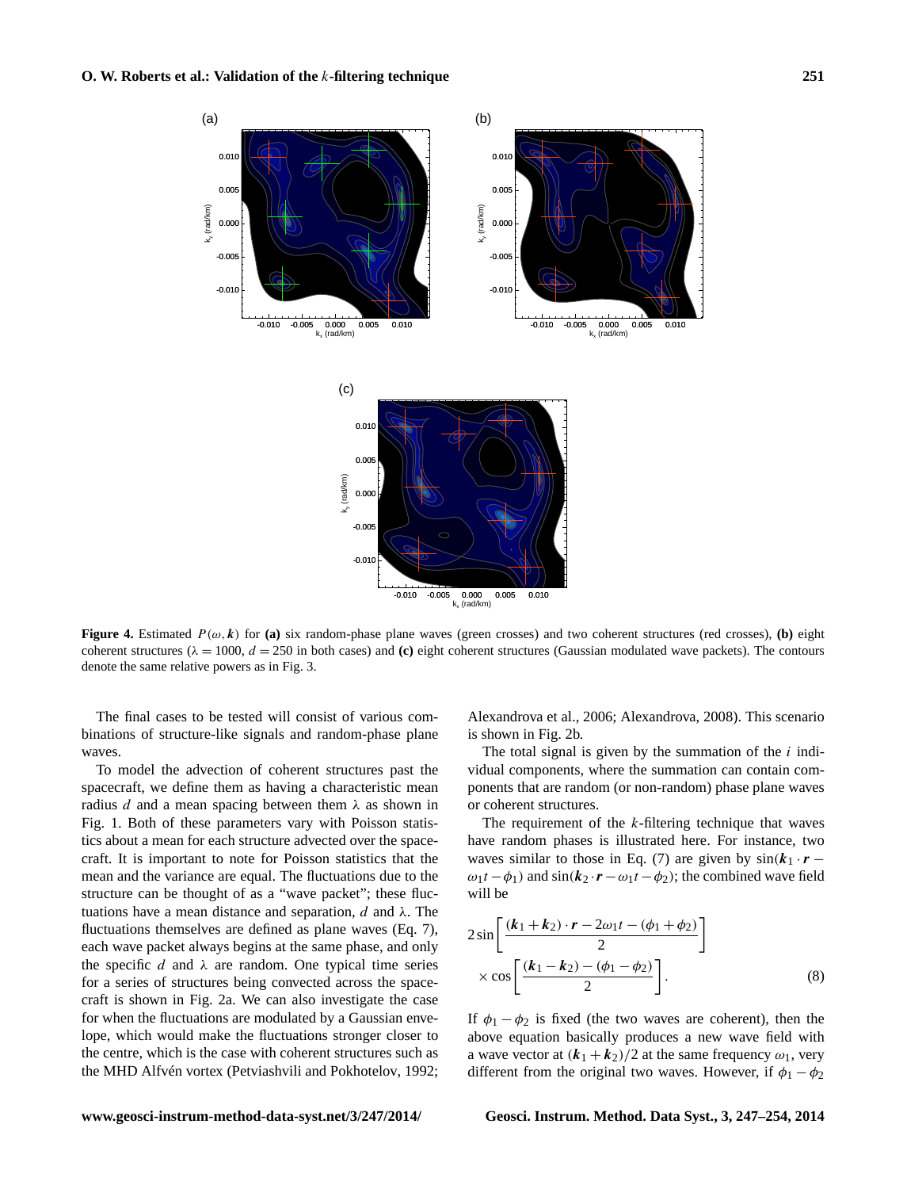**Figure 4.** Estimated $P(\omega, \boldsymbol{k})$ for **(a)** six random-phase plane waves (green crosses) and two coherent structures (red crosses), **(b)** eight coherent structures ($\lambda = 1000$, $d = 250$ in both cases) and **(c)** eight coherent structures (Gaussian modulated wave packets). The contours denote the same relative powers as in Fig. 3.

The final cases to be tested will consist of various combinations of structure-like signals and random-phase plane waves.

To model the advection of coherent structures past the spacecraft, we define them as having a characteristic mean radius $d$ and a mean spacing between them $\lambda$ as shown in Fig. 1. Both of these parameters vary with Poisson statistics about a mean for each structure advected over the spacecraft. It is important to note for Poisson statistics that the mean and the variance are equal. The fluctuations due to the structure can be thought of as a "wave packet"; these fluctuations have a mean distance and separation, $d$ and $\lambda$. The fluctuations themselves are defined as plane waves (Eq. 7), each wave packet always begins at the same phase, and only the specific $d$ and $\lambda$ are random. One typical time series for a series of structures being convected across the spacecraft is shown in Fig. 2a. We can also investigate the case for when the fluctuations are modulated by a Gaussian envelope, which would make the fluctuations stronger closer to the centre, which is the case with coherent structures such as the MHD Alfvén vortex (Petviashvili and Pokhotelov, 1992; Alexandrova et al., 2006; Alexandrova, 2008). This scenario is shown in Fig. 2b.

The total signal is given by the summation of the $i$ individual components, where the summation can contain components that are random (or non-random) phase plane waves or coherent structures.

The requirement of the $k$-filtering technique that waves have random phases is illustrated here. For instance, two waves similar to those in Eq. (7) are given by $\sin(\boldsymbol{k}_1 \cdot \boldsymbol{r} - \omega_1 t - \phi_1)$ and $\sin(\boldsymbol{k}_2 \cdot \boldsymbol{r} - \omega_1 t - \phi_2)$; the combined wave field will be

$$2 \sin\left[\frac{(\boldsymbol{k}_1 + \boldsymbol{k}_2) \cdot \boldsymbol{r} - 2\omega_1 t - (\phi_1 + \phi_2)}{2}\right] \times \cos\left[\frac{(\boldsymbol{k}_1 - \boldsymbol{k}_2) - (\phi_1 - \phi_2)}{2}\right]. \tag{8}$$

If $\phi_1 - \phi_2$ is fixed (the two waves are coherent), then the above equation basically produces a new wave field with a wave vector at $(\boldsymbol{k}_1 + \boldsymbol{k}_2)/2$ at the same frequency $\omega_1$, very different from the original two waves. However, if $\phi_1 - \phi_2$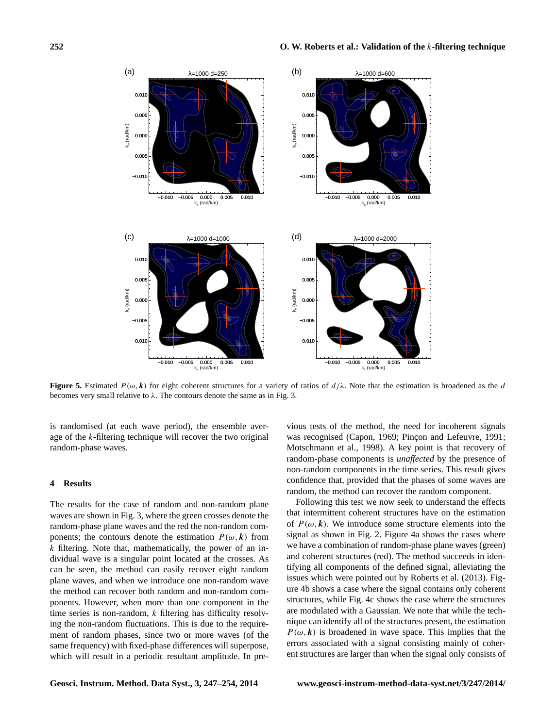**Figure 5.** Estimated $P(\omega, \boldsymbol{k})$ for eight coherent structures for a variety of ratios of $d/\lambda$. Note that the estimation is broadened as the $d$ becomes very small relative to $\lambda$. The contours denote the same as in Fig. 3.

is randomised (at each wave period), the ensemble average of the $k$-filtering technique will recover the two original random-phase waves.

## 4 Results

The results for the case of random and non-random plane waves are shown in Fig. 3, where the green crosses denote the random-phase plane waves and the red the non-random components; the contours denote the estimation $P(\omega, \boldsymbol{k})$ from $k$ filtering. Note that, mathematically, the power of an individual wave is a singular point located at the crosses. As can be seen, the method can easily recover eight random plane waves, and when we introduce one non-random wave the method can recover both random and non-random components. However, when more than one component in the time series is non-random, $k$ filtering has difficulty resolving the non-random fluctuations. This is due to the requirement of random phases, since two or more waves (of the same frequency) with fixed-phase differences will superpose, which will result in a periodic resultant amplitude. In previous tests of the method, the need for incoherent signals was recognised (Capon, 1969; Pinçon and Lefeuvre, 1991; Motschmann et al., 1998). A key point is that recovery of random-phase components is *unaffected* by the presence of non-random components in the time series. This result gives confidence that, provided that the phases of some waves are random, the method can recover the random component.

Following this test we now seek to understand the effects that intermittent coherent structures have on the estimation of $P(\omega, \boldsymbol{k})$. We introduce some structure elements into the signal as shown in Fig. 2. Figure 4a shows the cases where we have a combination of random-phase plane waves (green) and coherent structures (red). The method succeeds in identifying all components of the defined signal, alleviating the issues which were pointed out by Roberts et al. (2013). Figure 4b shows a case where the signal contains only coherent structures, while Fig. 4c shows the case where the structures are modulated with a Gaussian. We note that while the technique can identify all of the structures present, the estimation $P(\omega, \boldsymbol{k})$ is broadened in wave space. This implies that the errors associated with a signal consisting mainly of coherent structures are larger than when the signal only consists of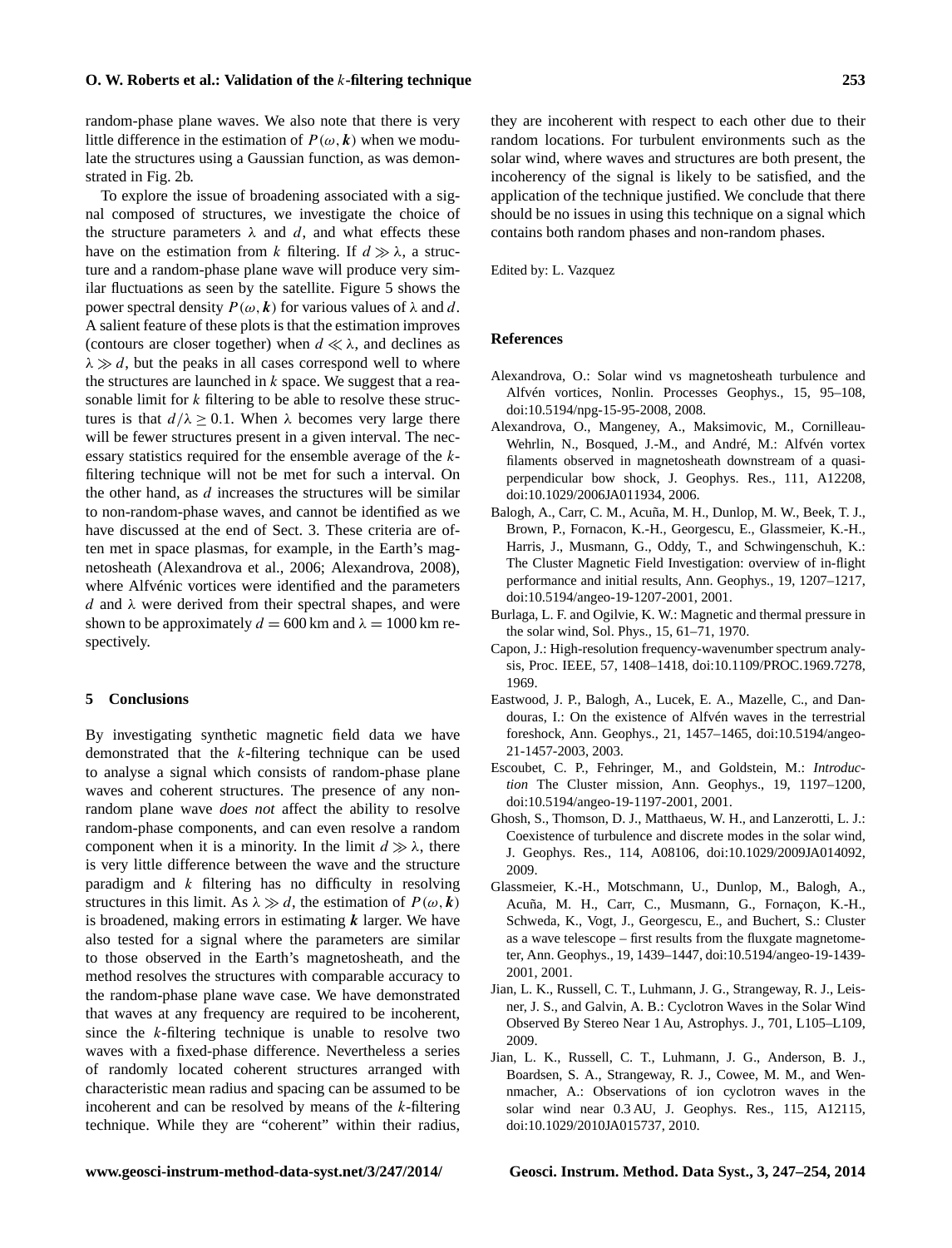random-phase plane waves. We also note that there is very little difference in the estimation of $P(\omega, \boldsymbol{k})$ when we modulate the structures using a Gaussian function, as was demonstrated in Fig. 2b.

To explore the issue of broadening associated with a signal composed of structures, we investigate the choice of the structure parameters $\lambda$ and $d$, and what effects these have on the estimation from $k$ filtering. If $d \gg \lambda$, a structure and a random-phase plane wave will produce very similar fluctuations as seen by the satellite. Figure 5 shows the power spectral density $P(\omega, \boldsymbol{k})$ for various values of $\lambda$ and $d$. A salient feature of these plots is that the estimation improves (contours are closer together) when $d \ll \lambda$, and declines as $\lambda \gg d$, but the peaks in all cases correspond well to where the structures are launched in $k$ space. We suggest that a reasonable limit for $k$ filtering to be able to resolve these structures is that $d/\lambda \geq 0.1$. When $\lambda$ becomes very large there will be fewer structures present in a given interval. The necessary statistics required for the ensemble average of the $k$-filtering technique will not be met for such a interval. On the other hand, as $d$ increases the structures will be similar to non-random-phase waves, and cannot be identified as we have discussed at the end of Sect. 3. These criteria are often met in space plasmas, for example, in the Earth's magnetosheath (Alexandrova et al., 2006; Alexandrova, 2008), where Alfvénic vortices were identified and the parameters $d$ and $\lambda$ were derived from their spectral shapes, and were shown to be approximately $d = 600$ km and $\lambda = 1000$ km respectively.

## 5 Conclusions

By investigating synthetic magnetic field data we have demonstrated that the $k$-filtering technique can be used to analyse a signal which consists of random-phase plane waves and coherent structures. The presence of any non-random plane wave *does not* affect the ability to resolve random-phase components, and can even resolve a random component when it is a minority. In the limit $d \gg \lambda$, there is very little difference between the wave and the structure paradigm and $k$ filtering has no difficulty in resolving structures in this limit. As $\lambda \gg d$, the estimation of $P(\omega, \boldsymbol{k})$ is broadened, making errors in estimating $\boldsymbol{k}$ larger. We have also tested for a signal where the parameters are similar to those observed in the Earth's magnetosheath, and the method resolves the structures with comparable accuracy to the random-phase plane wave case. We have demonstrated that waves at any frequency are required to be incoherent, since the $k$-filtering technique is unable to resolve two waves with a fixed-phase difference. Nevertheless a series of randomly located coherent structures arranged with characteristic mean radius and spacing can be assumed to be incoherent and can be resolved by means of the $k$-filtering technique. While they are "coherent" within their radius, they are incoherent with respect to each other due to their random locations. For turbulent environments such as the solar wind, where waves and structures are both present, the incoherency of the signal is likely to be satisfied, and the application of the technique justified. We conclude that there should be no issues in using this technique on a signal which contains both random phases and non-random phases.

Edited by: L. Vazquez

## References

Alexandrova, O.: Solar wind vs magnetosheath turbulence and Alfvén vortices, Nonlin. Processes Geophys., 15, 95–108, doi:10.5194/npg-15-95-2008, 2008.

Alexandrova, O., Mangeney, A., Maksimovic, M., Cornilleau-Wehrlin, N., Bosqued, J.-M., and André, M.: Alfvén vortex filaments observed in magnetosheath downstream of a quasi-perpendicular bow shock, J. Geophys. Res., 111, A12208, doi:10.1029/2006JA011934, 2006.

Balogh, A., Carr, C. M., Acuña, M. H., Dunlop, M. W., Beek, T. J., Brown, P., Fornacon, K.-H., Georgescu, E., Glassmeier, K.-H., Harris, J., Musmann, G., Oddy, T., and Schwingenschuh, K.: The Cluster Magnetic Field Investigation: overview of in-flight performance and initial results, Ann. Geophys., 19, 1207–1217, doi:10.5194/angeo-19-1207-2001, 2001.

Burlaga, L. F. and Ogilvie, K. W.: Magnetic and thermal pressure in the solar wind, Sol. Phys., 15, 61–71, 1970.

Capon, J.: High-resolution frequency-wavenumber spectrum analysis, Proc. IEEE, 57, 1408–1418, doi:10.1109/PROC.1969.7278, 1969.

Eastwood, J. P., Balogh, A., Lucek, E. A., Mazelle, C., and Dandouras, I.: On the existence of Alfvén waves in the terrestrial foreshock, Ann. Geophys., 21, 1457–1465, doi:10.5194/angeo-21-1457-2003, 2003.

Escoubet, C. P., Fehringer, M., and Goldstein, M.: *Introduction* The Cluster mission, Ann. Geophys., 19, 1197–1200, doi:10.5194/angeo-19-1197-2001, 2001.

Ghosh, S., Thomson, D. J., Matthaeus, W. H., and Lanzerotti, L. J.: Coexistence of turbulence and discrete modes in the solar wind, J. Geophys. Res., 114, A08106, doi:10.1029/2009JA014092, 2009.

Glassmeier, K.-H., Motschmann, U., Dunlop, M., Balogh, A., Acuña, M. H., Carr, C., Musmann, G., Fornaçon, K.-H., Schweda, K., Vogt, J., Georgescu, E., and Buchert, S.: Cluster as a wave telescope – first results from the fluxgate magnetometer, Ann. Geophys., 19, 1439–1447, doi:10.5194/angeo-19-1439-2001, 2001.

Jian, L. K., Russell, C. T., Luhmann, J. G., Strangeway, R. J., Leisner, J. S., and Galvin, A. B.: Cyclotron Waves in the Solar Wind Observed By Stereo Near 1 Au, Astrophys. J., 701, L105–L109, 2009.

Jian, L. K., Russell, C. T., Luhmann, J. G., Anderson, B. J., Boardsen, S. A., Strangeway, R. J., Cowee, M. M., and Wennmacher, A.: Observations of ion cyclotron waves in the solar wind near 0.3 AU, J. Geophys. Res., 115, A12115, doi:10.1029/2010JA015737, 2010.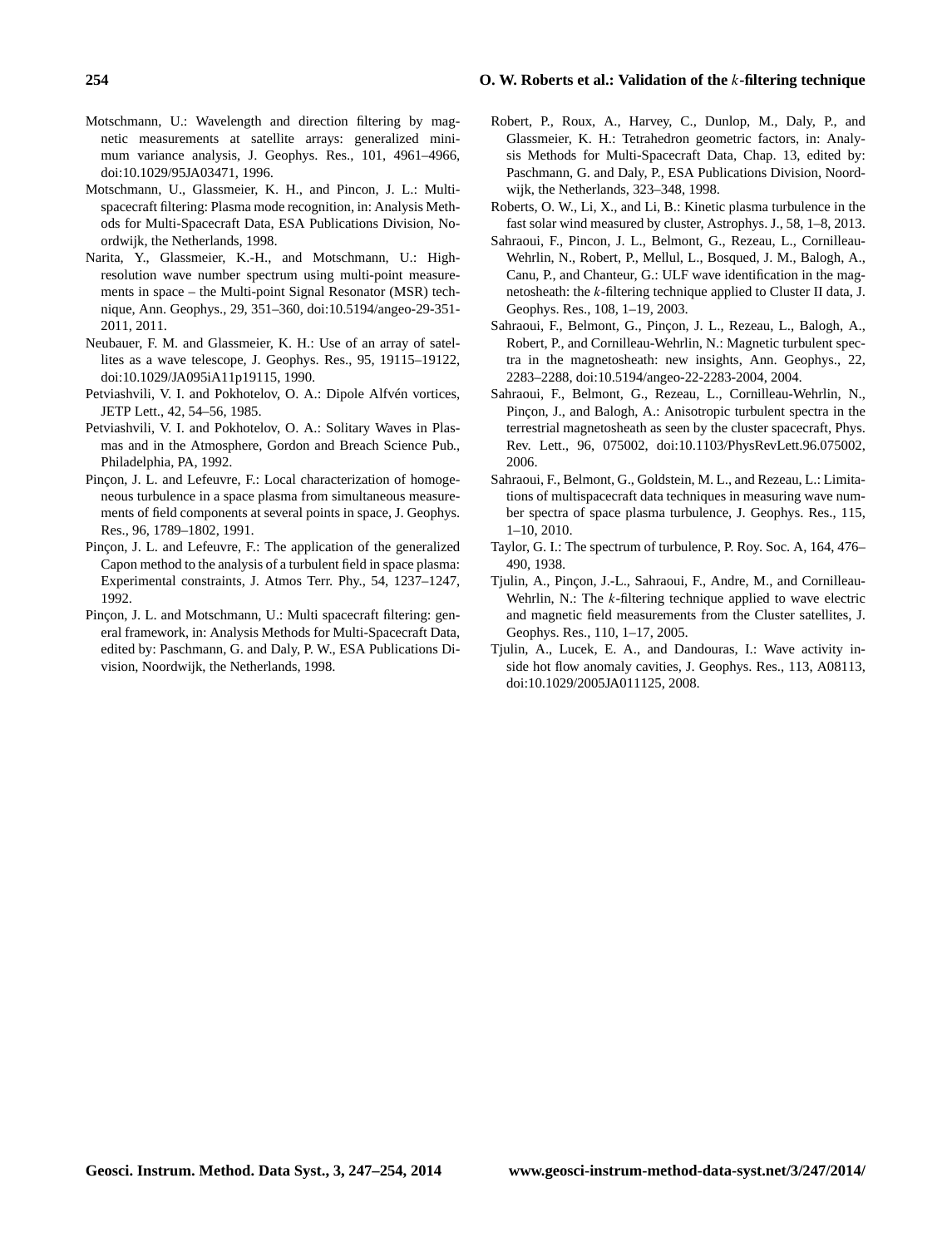Motschmann, U.: Wavelength and direction filtering by magnetic measurements at satellite arrays: generalized minimum variance analysis, J. Geophys. Res., 101, 4961–4966, doi:10.1029/95JA03471, 1996.

Motschmann, U., Glassmeier, K. H., and Pincon, J. L.: Multi-spacecraft filtering: Plasma mode recognition, in: Analysis Methods for Multi-Spacecraft Data, ESA Publications Division, Noordwijk, the Netherlands, 1998.

Narita, Y., Glassmeier, K.-H., and Motschmann, U.: High-resolution wave number spectrum using multi-point measurements in space – the Multi-point Signal Resonator (MSR) technique, Ann. Geophys., 29, 351–360, doi:10.5194/angeo-29-351-2011, 2011.

Neubauer, F. M. and Glassmeier, K. H.: Use of an array of satellites as a wave telescope, J. Geophys. Res., 95, 19115–19122, doi:10.1029/JA095iA11p19115, 1990.

Petviashvili, V. I. and Pokhotelov, O. A.: Dipole Alfvén vortices, JETP Lett., 42, 54–56, 1985.

Petviashvili, V. I. and Pokhotelov, O. A.: Solitary Waves in Plasmas and in the Atmosphere, Gordon and Breach Science Pub., Philadelphia, PA, 1992.

Pinçon, J. L. and Lefeuvre, F.: Local characterization of homogeneous turbulence in a space plasma from simultaneous measurements of field components at several points in space, J. Geophys. Res., 96, 1789–1802, 1991.

Pinçon, J. L. and Lefeuvre, F.: The application of the generalized Capon method to the analysis of a turbulent field in space plasma: Experimental constraints, J. Atmos Terr. Phy., 54, 1237–1247, 1992.

Pinçon, J. L. and Motschmann, U.: Multi spacecraft filtering: general framework, in: Analysis Methods for Multi-Spacecraft Data, edited by: Paschmann, G. and Daly, P. W., ESA Publications Division, Noordwijk, the Netherlands, 1998.

Robert, P., Roux, A., Harvey, C., Dunlop, M., Daly, P., and Glassmeier, K. H.: Tetrahedron geometric factors, in: Analysis Methods for Multi-Spacecraft Data, Chap. 13, edited by: Paschmann, G. and Daly, P., ESA Publications Division, Noordwijk, the Netherlands, 323–348, 1998.

Roberts, O. W., Li, X., and Li, B.: Kinetic plasma turbulence in the fast solar wind measured by cluster, Astrophys. J., 58, 1–8, 2013.

Sahraoui, F., Pincon, J. L., Belmont, G., Rezeau, L., Cornilleau-Wehrlin, N., Robert, P., Mellul, L., Bosqued, J. M., Balogh, A., Canu, P., and Chanteur, G.: ULF wave identification in the magnetosheath: the $k$-filtering technique applied to Cluster II data, J. Geophys. Res., 108, 1–19, 2003.

Sahraoui, F., Belmont, G., Pinçon, J. L., Rezeau, L., Balogh, A., Robert, P., and Cornilleau-Wehrlin, N.: Magnetic turbulent spectra in the magnetosheath: new insights, Ann. Geophys., 22, 2283–2288, doi:10.5194/angeo-22-2283-2004, 2004.

Sahraoui, F., Belmont, G., Rezeau, L., Cornilleau-Wehrlin, N., Pinçon, J., and Balogh, A.: Anisotropic turbulent spectra in the terrestrial magnetosheath as seen by the cluster spacecraft, Phys. Rev. Lett., 96, 075002, doi:10.1103/PhysRevLett.96.075002, 2006.

Sahraoui, F., Belmont, G., Goldstein, M. L., and Rezeau, L.: Limitations of multispacecraft data techniques in measuring wave number spectra of space plasma turbulence, J. Geophys. Res., 115, 1–10, 2010.

Taylor, G. I.: The spectrum of turbulence, P. Roy. Soc. A, 164, 476–490, 1938.

Tjulin, A., Pinçon, J.-L., Sahraoui, F., Andre, M., and Cornilleau-Wehrlin, N.: The $k$-filtering technique applied to wave electric and magnetic field measurements from the Cluster satellites, J. Geophys. Res., 110, 1–17, 2005.

Tjulin, A., Lucek, E. A., and Dandouras, I.: Wave activity inside hot flow anomaly cavities, J. Geophys. Res., 113, A08113, doi:10.1029/2005JA011125, 2008.